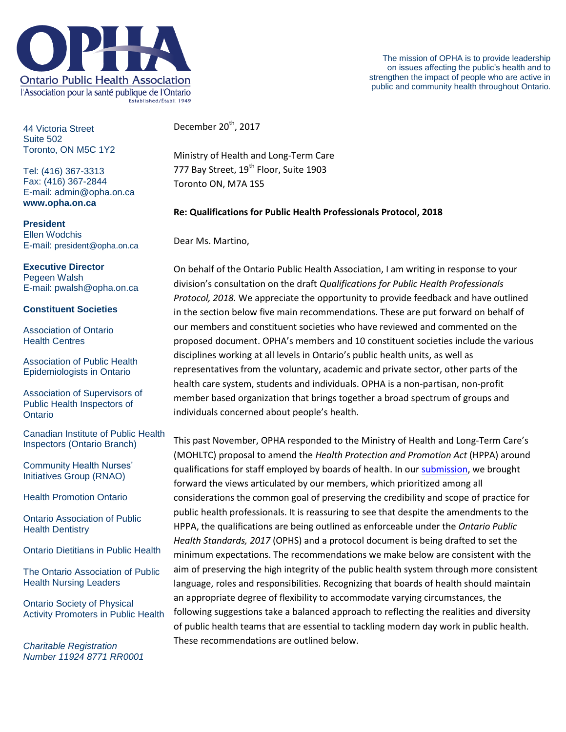# Ontario Public Health Association

l'Association pour la santé publique de l'Ontario

Established/Établi 1949

The mission of OPHA is to provide leadership on issues affecting the public's health and to strengthen the impact of people who are active in public and community health throughout Ontario.

44 Victoria Street
Suite 502
Toronto, ON M5C 1Y2

Tel: (416) 367-3313
Fax: (416) 367-2844
E-mail: admin@opha.on.ca
**www.opha.on.ca**

**President**
Ellen Wodchis
E-mail: president@opha.on.ca

**Executive Director**
Pegeen Walsh
E-mail: pwalsh@opha.on.ca

**Constituent Societies**

Association of Ontario Health Centres

Association of Public Health Epidemiologists in Ontario

Association of Supervisors of Public Health Inspectors of Ontario

Canadian Institute of Public Health Inspectors (Ontario Branch)

Community Health Nurses' Initiatives Group (RNAO)

Health Promotion Ontario

Ontario Association of Public Health Dentistry

Ontario Dietitians in Public Health

The Ontario Association of Public Health Nursing Leaders

Ontario Society of Physical Activity Promoters in Public Health

*Charitable Registration Number 11924 8771 RR0001*

December 20th, 2017

Ministry of Health and Long-Term Care
777 Bay Street, 19th Floor, Suite 1903
Toronto ON, M7A 1S5

**Re: Qualifications for Public Health Professionals Protocol, 2018**

Dear Ms. Martino,

On behalf of the Ontario Public Health Association, I am writing in response to your division's consultation on the draft *Qualifications for Public Health Professionals Protocol, 2018.* We appreciate the opportunity to provide feedback and have outlined in the section below five main recommendations. These are put forward on behalf of our members and constituent societies who have reviewed and commented on the proposed document. OPHA's members and 10 constituent societies include the various disciplines working at all levels in Ontario's public health units, as well as representatives from the voluntary, academic and private sector, other parts of the health care system, students and individuals. OPHA is a non-partisan, non-profit member based organization that brings together a broad spectrum of groups and individuals concerned about people's health.

This past November, OPHA responded to the Ministry of Health and Long-Term Care's (MOHLTC) proposal to amend the *Health Protection and Promotion Act* (HPPA) around qualifications for staff employed by boards of health. In our submission, we brought forward the views articulated by our members, which prioritized among all considerations the common goal of preserving the credibility and scope of practice for public health professionals. It is reassuring to see that despite the amendments to the HPPA, the qualifications are being outlined as enforceable under the *Ontario Public Health Standards, 2017* (OPHS) and a protocol document is being drafted to set the minimum expectations. The recommendations we make below are consistent with the aim of preserving the high integrity of the public health system through more consistent language, roles and responsibilities. Recognizing that boards of health should maintain an appropriate degree of flexibility to accommodate varying circumstances, the following suggestions take a balanced approach to reflecting the realities and diversity of public health teams that are essential to tackling modern day work in public health. These recommendations are outlined below.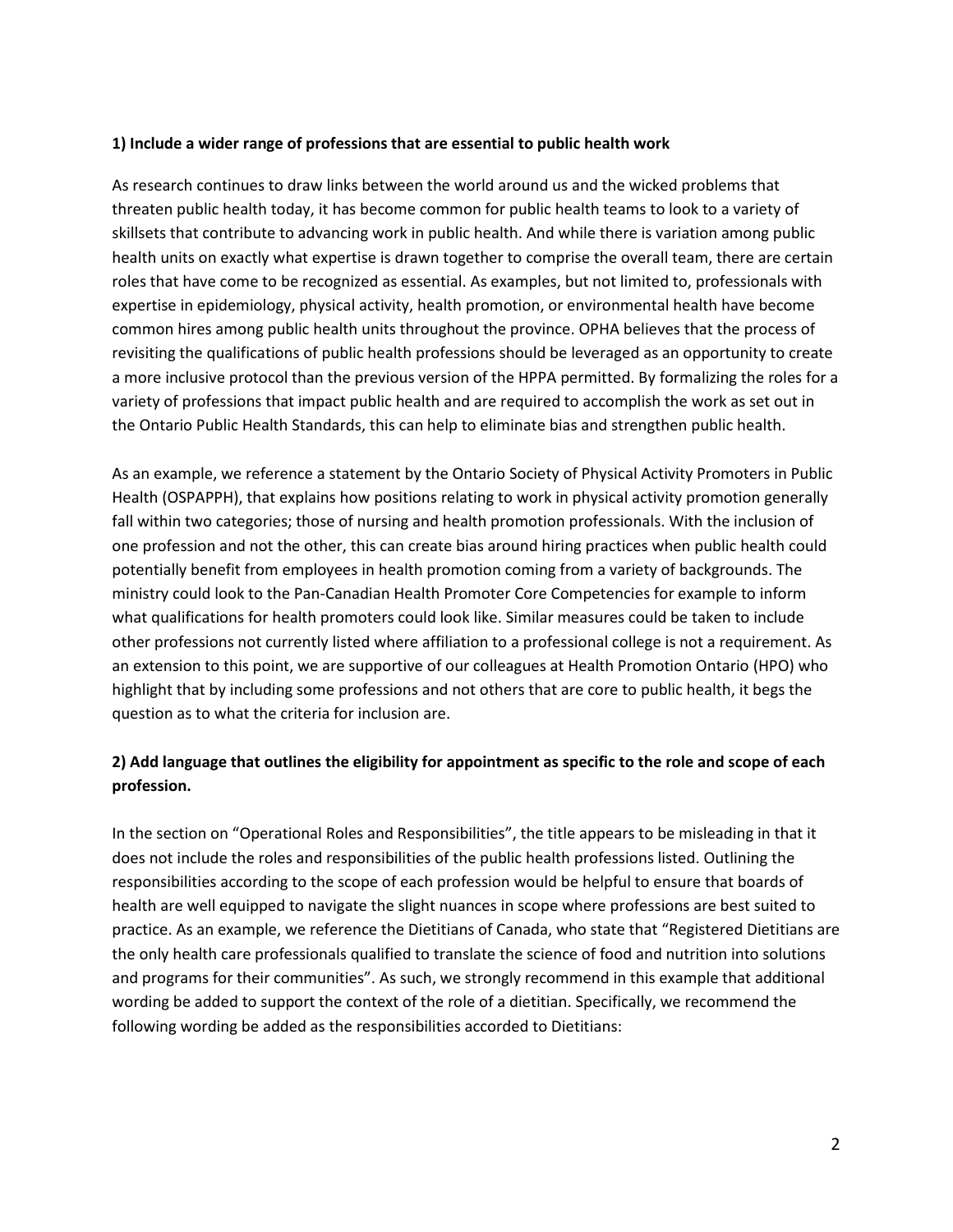**1) Include a wider range of professions that are essential to public health work**

As research continues to draw links between the world around us and the wicked problems that threaten public health today, it has become common for public health teams to look to a variety of skillsets that contribute to advancing work in public health. And while there is variation among public health units on exactly what expertise is drawn together to comprise the overall team, there are certain roles that have come to be recognized as essential. As examples, but not limited to, professionals with expertise in epidemiology, physical activity, health promotion, or environmental health have become common hires among public health units throughout the province. OPHA believes that the process of revisiting the qualifications of public health professions should be leveraged as an opportunity to create a more inclusive protocol than the previous version of the HPPA permitted. By formalizing the roles for a variety of professions that impact public health and are required to accomplish the work as set out in the Ontario Public Health Standards, this can help to eliminate bias and strengthen public health.

As an example, we reference a statement by the Ontario Society of Physical Activity Promoters in Public Health (OSPAPPH), that explains how positions relating to work in physical activity promotion generally fall within two categories; those of nursing and health promotion professionals. With the inclusion of one profession and not the other, this can create bias around hiring practices when public health could potentially benefit from employees in health promotion coming from a variety of backgrounds. The ministry could look to the Pan-Canadian Health Promoter Core Competencies for example to inform what qualifications for health promoters could look like. Similar measures could be taken to include other professions not currently listed where affiliation to a professional college is not a requirement. As an extension to this point, we are supportive of our colleagues at Health Promotion Ontario (HPO) who highlight that by including some professions and not others that are core to public health, it begs the question as to what the criteria for inclusion are.

**2) Add language that outlines the eligibility for appointment as specific to the role and scope of each profession.**

In the section on "Operational Roles and Responsibilities", the title appears to be misleading in that it does not include the roles and responsibilities of the public health professions listed. Outlining the responsibilities according to the scope of each profession would be helpful to ensure that boards of health are well equipped to navigate the slight nuances in scope where professions are best suited to practice. As an example, we reference the Dietitians of Canada, who state that "Registered Dietitians are the only health care professionals qualified to translate the science of food and nutrition into solutions and programs for their communities". As such, we strongly recommend in this example that additional wording be added to support the context of the role of a dietitian. Specifically, we recommend the following wording be added as the responsibilities accorded to Dietitians: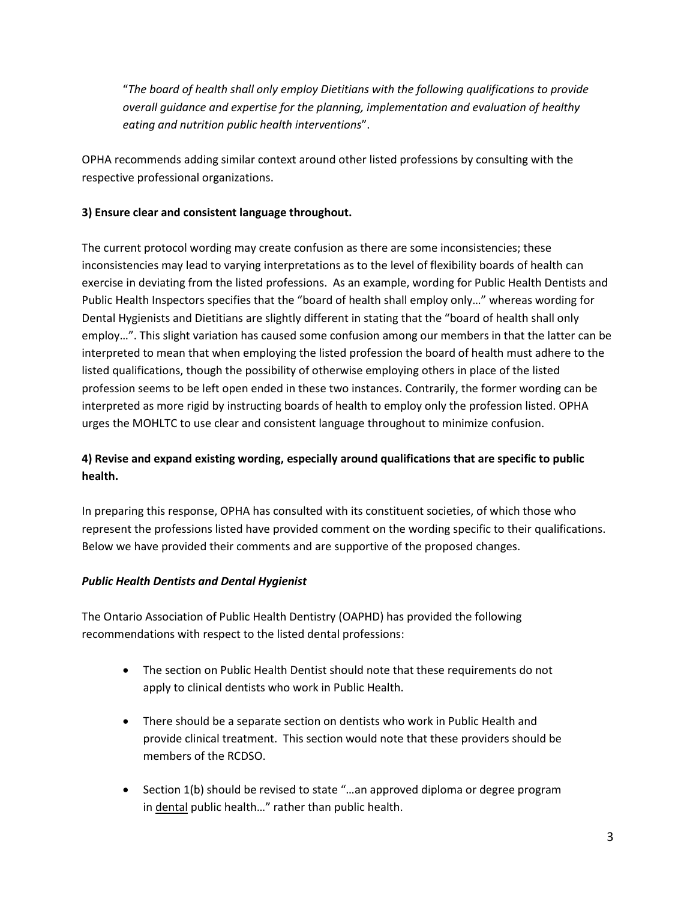> "*The board of health shall only employ Dietitians with the following qualifications to provide overall guidance and expertise for the planning, implementation and evaluation of healthy eating and nutrition public health interventions*".

OPHA recommends adding similar context around other listed professions by consulting with the respective professional organizations.

**3) Ensure clear and consistent language throughout.**

The current protocol wording may create confusion as there are some inconsistencies; these inconsistencies may lead to varying interpretations as to the level of flexibility boards of health can exercise in deviating from the listed professions. As an example, wording for Public Health Dentists and Public Health Inspectors specifies that the "board of health shall employ only…" whereas wording for Dental Hygienists and Dietitians are slightly different in stating that the "board of health shall only employ…". This slight variation has caused some confusion among our members in that the latter can be interpreted to mean that when employing the listed profession the board of health must adhere to the listed qualifications, though the possibility of otherwise employing others in place of the listed profession seems to be left open ended in these two instances. Contrarily, the former wording can be interpreted as more rigid by instructing boards of health to employ only the profession listed. OPHA urges the MOHLTC to use clear and consistent language throughout to minimize confusion.

**4) Revise and expand existing wording, especially around qualifications that are specific to public health.**

In preparing this response, OPHA has consulted with its constituent societies, of which those who represent the professions listed have provided comment on the wording specific to their qualifications. Below we have provided their comments and are supportive of the proposed changes.

***Public Health Dentists and Dental Hygienist***

The Ontario Association of Public Health Dentistry (OAPHD) has provided the following recommendations with respect to the listed dental professions:

- The section on Public Health Dentist should note that these requirements do not apply to clinical dentists who work in Public Health.
- There should be a separate section on dentists who work in Public Health and provide clinical treatment. This section would note that these providers should be members of the RCDSO.
- Section 1(b) should be revised to state "…an approved diploma or degree program in <u>dental</u> public health…" rather than public health.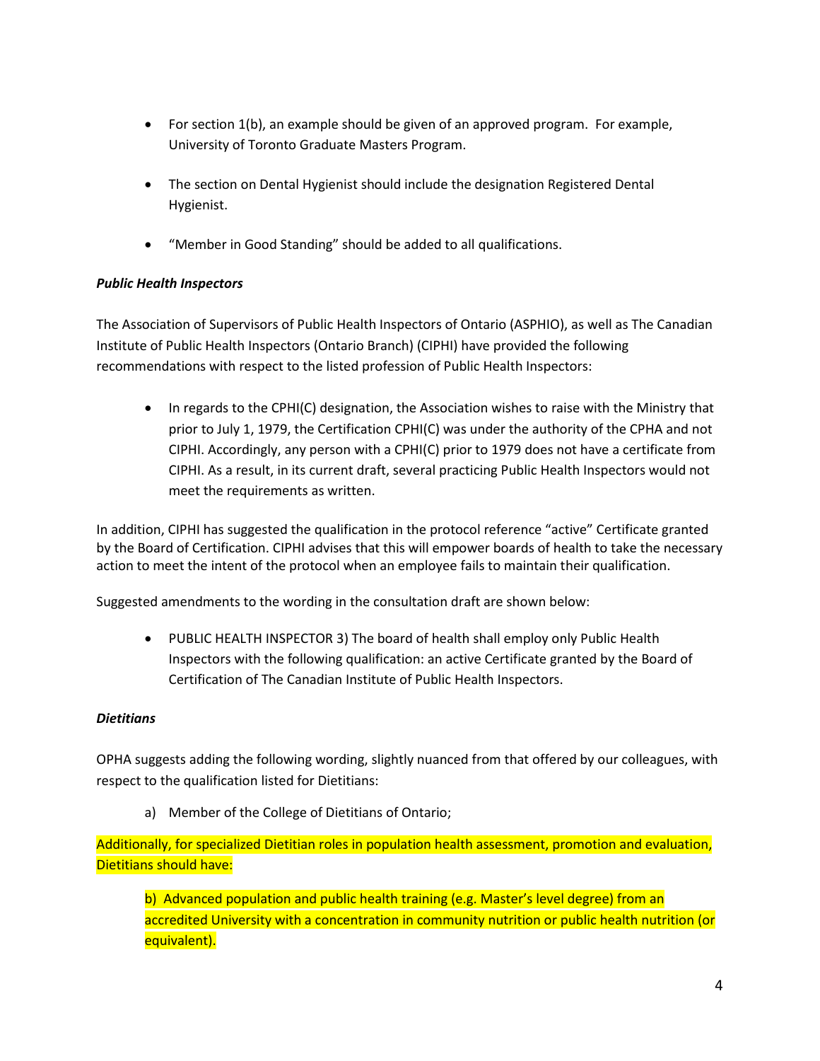- For section 1(b), an example should be given of an approved program. For example, University of Toronto Graduate Masters Program.

- The section on Dental Hygienist should include the designation Registered Dental Hygienist.

- "Member in Good Standing" should be added to all qualifications.

***Public Health Inspectors***

The Association of Supervisors of Public Health Inspectors of Ontario (ASPHIO), as well as The Canadian Institute of Public Health Inspectors (Ontario Branch) (CIPHI) have provided the following recommendations with respect to the listed profession of Public Health Inspectors:

- In regards to the CPHI(C) designation, the Association wishes to raise with the Ministry that prior to July 1, 1979, the Certification CPHI(C) was under the authority of the CPHA and not CIPHI. Accordingly, any person with a CPHI(C) prior to 1979 does not have a certificate from CIPHI. As a result, in its current draft, several practicing Public Health Inspectors would not meet the requirements as written.

In addition, CIPHI has suggested the qualification in the protocol reference "active" Certificate granted by the Board of Certification. CIPHI advises that this will empower boards of health to take the necessary action to meet the intent of the protocol when an employee fails to maintain their qualification.

Suggested amendments to the wording in the consultation draft are shown below:

- PUBLIC HEALTH INSPECTOR 3) The board of health shall employ only Public Health Inspectors with the following qualification: an active Certificate granted by the Board of Certification of The Canadian Institute of Public Health Inspectors.

***Dietitians***

OPHA suggests adding the following wording, slightly nuanced from that offered by our colleagues, with respect to the qualification listed for Dietitians:

a) Member of the College of Dietitians of Ontario;

Additionally, for specialized Dietitian roles in population health assessment, promotion and evaluation, Dietitians should have:

b) Advanced population and public health training (e.g. Master's level degree) from an accredited University with a concentration in community nutrition or public health nutrition (or equivalent).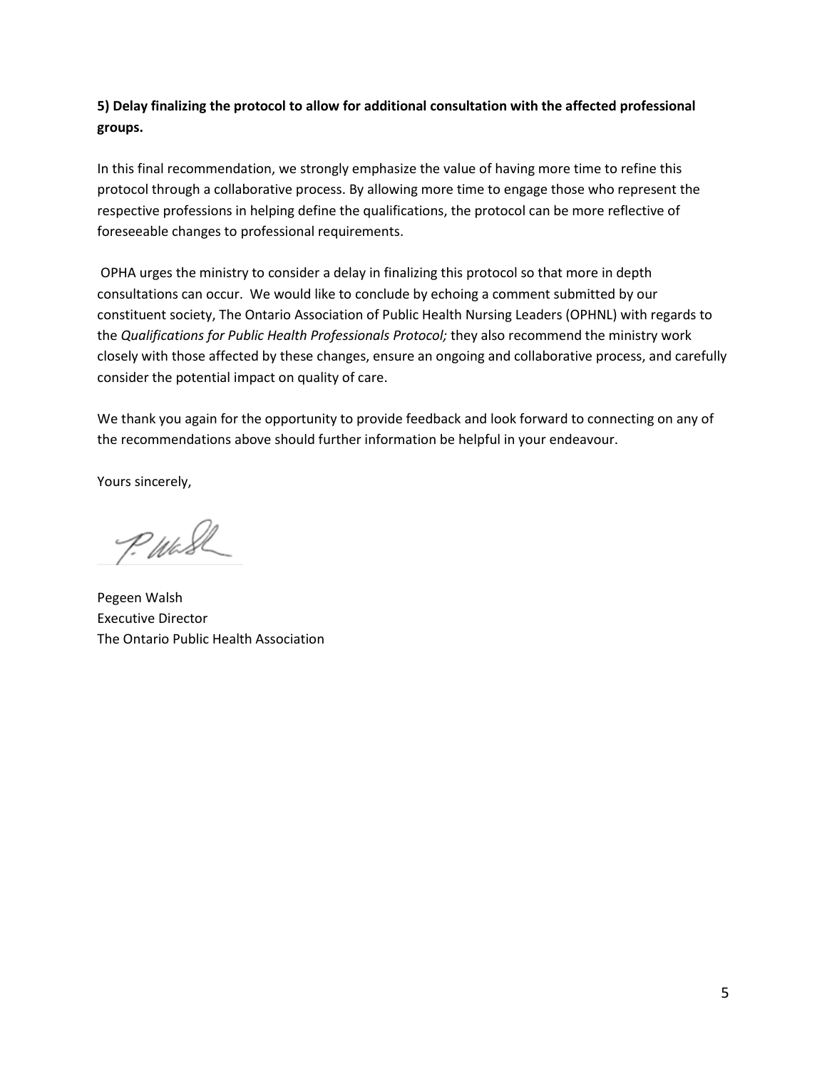**5) Delay finalizing the protocol to allow for additional consultation with the affected professional groups.**

In this final recommendation, we strongly emphasize the value of having more time to refine this protocol through a collaborative process. By allowing more time to engage those who represent the respective professions in helping define the qualifications, the protocol can be more reflective of foreseeable changes to professional requirements.

OPHA urges the ministry to consider a delay in finalizing this protocol so that more in depth consultations can occur. We would like to conclude by echoing a comment submitted by our constituent society, The Ontario Association of Public Health Nursing Leaders (OPHNL) with regards to the *Qualifications for Public Health Professionals Protocol;* they also recommend the ministry work closely with those affected by these changes, ensure an ongoing and collaborative process, and carefully consider the potential impact on quality of care.

We thank you again for the opportunity to provide feedback and look forward to connecting on any of the recommendations above should further information be helpful in your endeavour.

Yours sincerely,

Pegeen Walsh
Executive Director
The Ontario Public Health Association